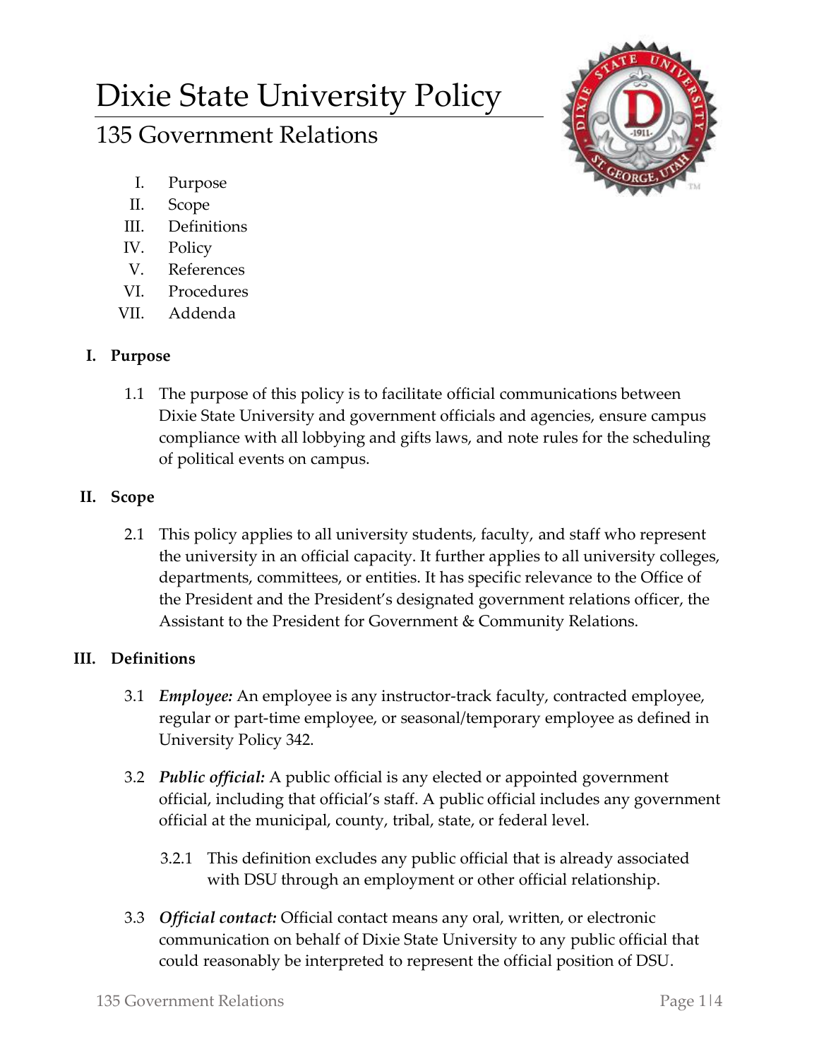# Dixie State University Policy

## 135 Government Relations

I. Purpose
II. Scope
III. Definitions
IV. Policy
V. References
VI. Procedures
VII. Addenda

### I. Purpose

1.1 The purpose of this policy is to facilitate official communications between Dixie State University and government officials and agencies, ensure campus compliance with all lobbying and gifts laws, and note rules for the scheduling of political events on campus.

### II. Scope

2.1 This policy applies to all university students, faculty, and staff who represent the university in an official capacity. It further applies to all university colleges, departments, committees, or entities. It has specific relevance to the Office of the President and the President's designated government relations officer, the Assistant to the President for Government & Community Relations.

### III. Definitions

3.1 ***Employee:*** An employee is any instructor-track faculty, contracted employee, regular or part-time employee, or seasonal/temporary employee as defined in University Policy 342.

3.2 ***Public official:*** A public official is any elected or appointed government official, including that official's staff. A public official includes any government official at the municipal, county, tribal, state, or federal level.

3.2.1 This definition excludes any public official that is already associated with DSU through an employment or other official relationship.

3.3 ***Official contact:*** Official contact means any oral, written, or electronic communication on behalf of Dixie State University to any public official that could reasonably be interpreted to represent the official position of DSU.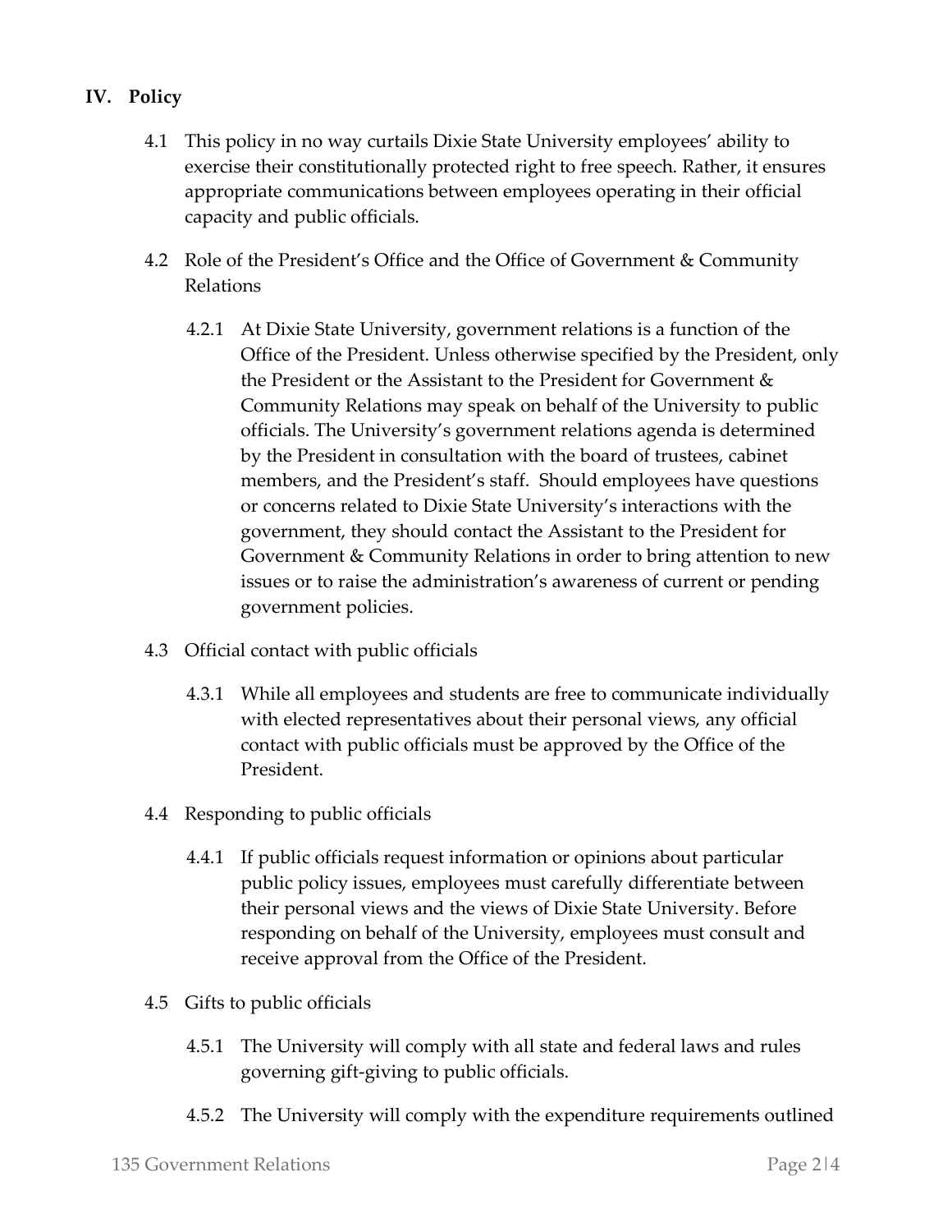## IV. Policy

4.1 This policy in no way curtails Dixie State University employees' ability to exercise their constitutionally protected right to free speech. Rather, it ensures appropriate communications between employees operating in their official capacity and public officials.

4.2 Role of the President's Office and the Office of Government & Community Relations

4.2.1 At Dixie State University, government relations is a function of the Office of the President. Unless otherwise specified by the President, only the President or the Assistant to the President for Government & Community Relations may speak on behalf of the University to public officials. The University's government relations agenda is determined by the President in consultation with the board of trustees, cabinet members, and the President's staff. Should employees have questions or concerns related to Dixie State University's interactions with the government, they should contact the Assistant to the President for Government & Community Relations in order to bring attention to new issues or to raise the administration's awareness of current or pending government policies.

4.3 Official contact with public officials

4.3.1 While all employees and students are free to communicate individually with elected representatives about their personal views, any official contact with public officials must be approved by the Office of the President.

4.4 Responding to public officials

4.4.1 If public officials request information or opinions about particular public policy issues, employees must carefully differentiate between their personal views and the views of Dixie State University. Before responding on behalf of the University, employees must consult and receive approval from the Office of the President.

4.5 Gifts to public officials

4.5.1 The University will comply with all state and federal laws and rules governing gift-giving to public officials.

4.5.2 The University will comply with the expenditure requirements outlined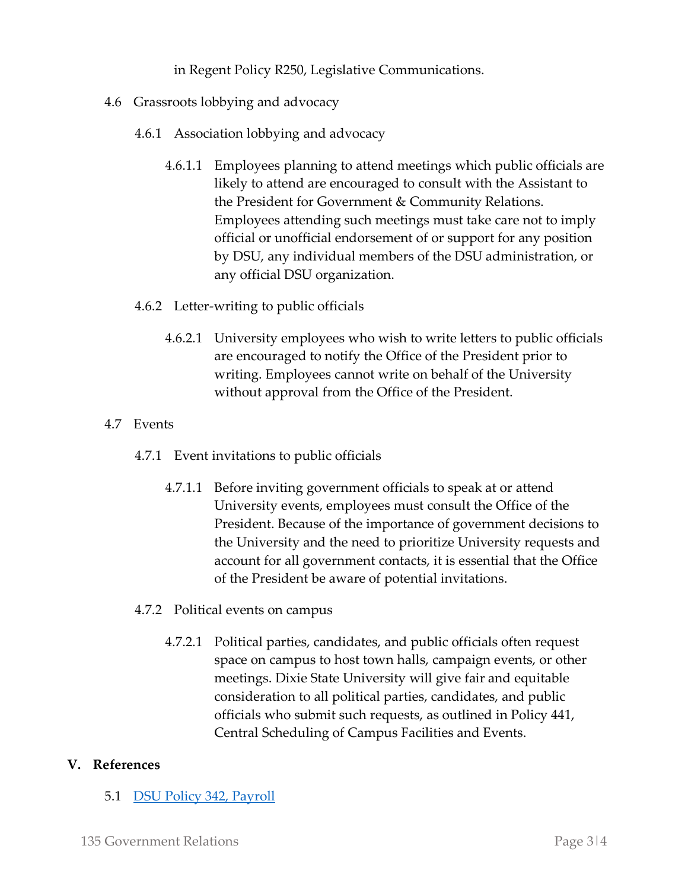in Regent Policy R250, Legislative Communications.

4.6 Grassroots lobbying and advocacy

4.6.1 Association lobbying and advocacy

4.6.1.1 Employees planning to attend meetings which public officials are likely to attend are encouraged to consult with the Assistant to the President for Government & Community Relations. Employees attending such meetings must take care not to imply official or unofficial endorsement of or support for any position by DSU, any individual members of the DSU administration, or any official DSU organization.

4.6.2 Letter-writing to public officials

4.6.2.1 University employees who wish to write letters to public officials are encouraged to notify the Office of the President prior to writing. Employees cannot write on behalf of the University without approval from the Office of the President.

4.7 Events

4.7.1 Event invitations to public officials

4.7.1.1 Before inviting government officials to speak at or attend University events, employees must consult the Office of the President. Because of the importance of government decisions to the University and the need to prioritize University requests and account for all government contacts, it is essential that the Office of the President be aware of potential invitations.

4.7.2 Political events on campus

4.7.2.1 Political parties, candidates, and public officials often request space on campus to host town halls, campaign events, or other meetings. Dixie State University will give fair and equitable consideration to all political parties, candidates, and public officials who submit such requests, as outlined in Policy 441, Central Scheduling of Campus Facilities and Events.

## V. References

5.1 [DSU Policy 342, Payroll]()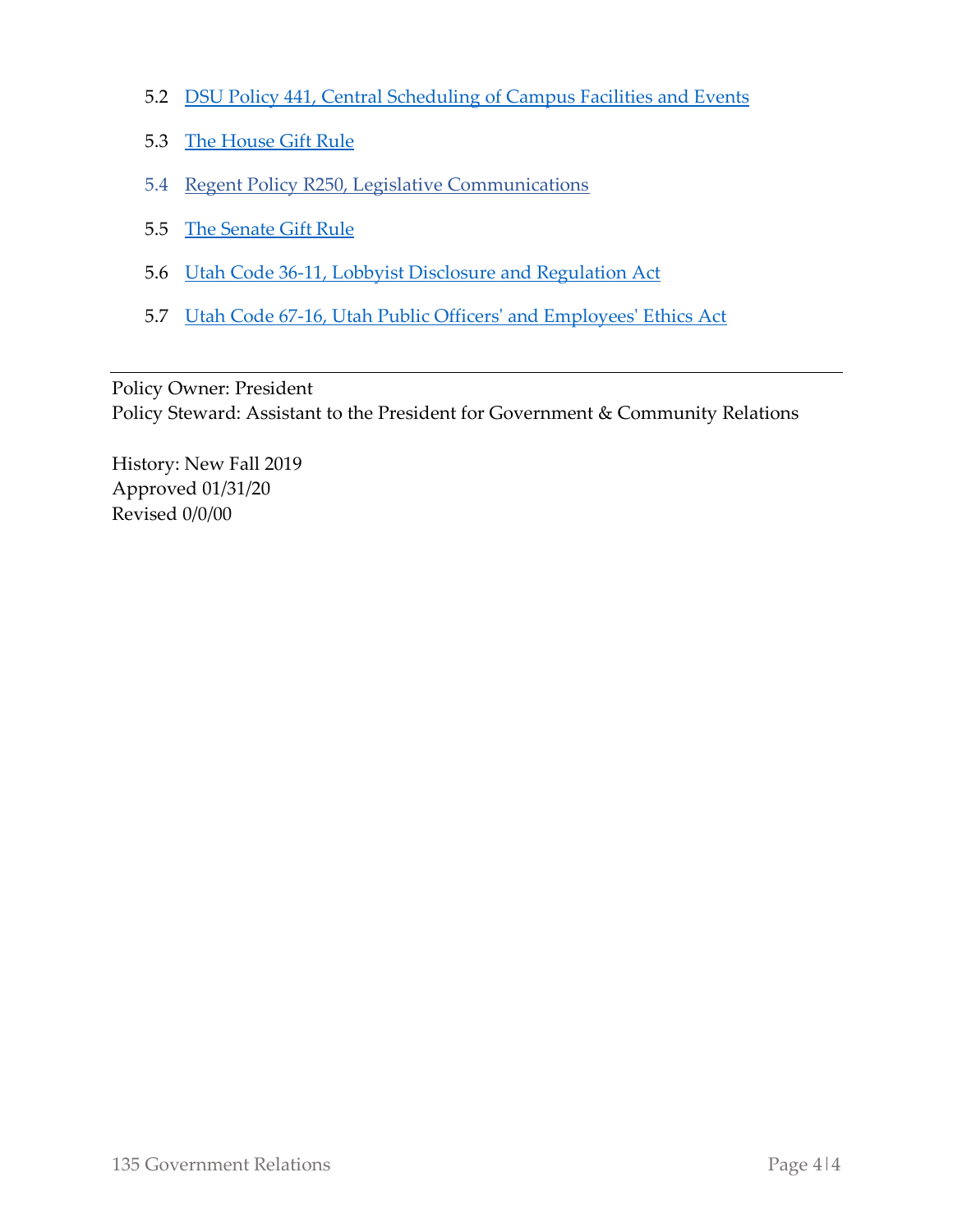5.2 DSU Policy 441, Central Scheduling of Campus Facilities and Events

5.3 The House Gift Rule

5.4 Regent Policy R250, Legislative Communications

5.5 The Senate Gift Rule

5.6 Utah Code 36-11, Lobbyist Disclosure and Regulation Act

5.7 Utah Code 67-16, Utah Public Officers' and Employees' Ethics Act

---

Policy Owner: President
Policy Steward: Assistant to the President for Government & Community Relations

History: New Fall 2019
Approved 01/31/20
Revised 0/0/00